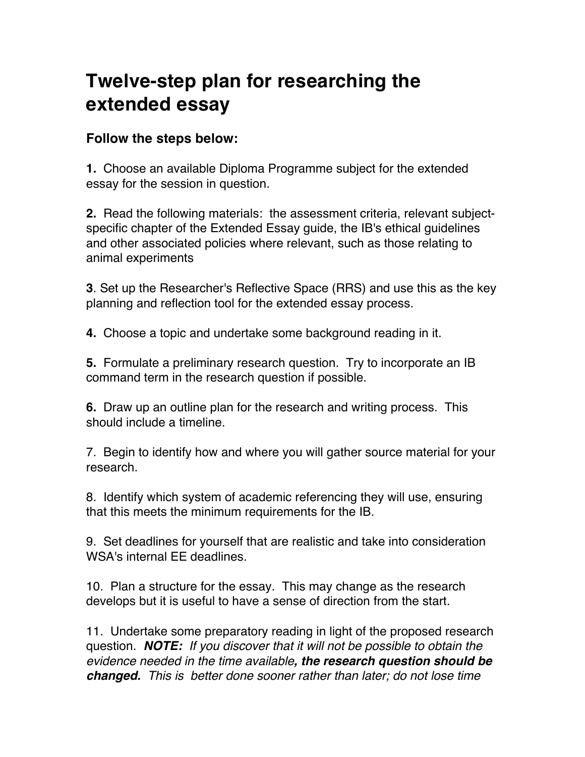# Twelve-step plan for researching the extended essay

**Follow the steps below:**

**1.** Choose an available Diploma Programme subject for the extended essay for the session in question.

**2.** Read the following materials: the assessment criteria, relevant subject-specific chapter of the Extended Essay guide, the IB's ethical guidelines and other associated policies where relevant, such as those relating to animal experiments

**3**. Set up the Researcher's Reflective Space (RRS) and use this as the key planning and reflection tool for the extended essay process.

**4.** Choose a topic and undertake some background reading in it.

**5.** Formulate a preliminary research question. Try to incorporate an IB command term in the research question if possible.

**6.** Draw up an outline plan for the research and writing process. This should include a timeline.

7. Begin to identify how and where you will gather source material for your research.

8. Identify which system of academic referencing they will use, ensuring that this meets the minimum requirements for the IB.

9. Set deadlines for yourself that are realistic and take into consideration WSA's internal EE deadlines.

10. Plan a structure for the essay. This may change as the research develops but it is useful to have a sense of direction from the start.

11. Undertake some preparatory reading in light of the proposed research question. ***NOTE:*** *If you discover that it will not be possible to obtain the evidence needed in the time available**, the research question should be changed.** This is better done sooner rather than later; do not lose time*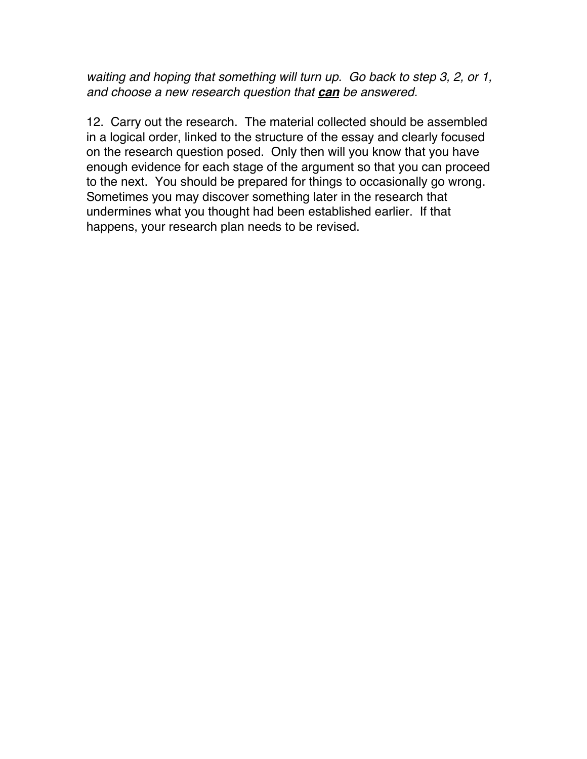*waiting and hoping that something will turn up. Go back to step 3, 2, or 1, and choose a new research question that* ***can*** *be answered.*

12. Carry out the research. The material collected should be assembled in a logical order, linked to the structure of the essay and clearly focused on the research question posed. Only then will you know that you have enough evidence for each stage of the argument so that you can proceed to the next. You should be prepared for things to occasionally go wrong. Sometimes you may discover something later in the research that undermines what you thought had been established earlier. If that happens, your research plan needs to be revised.